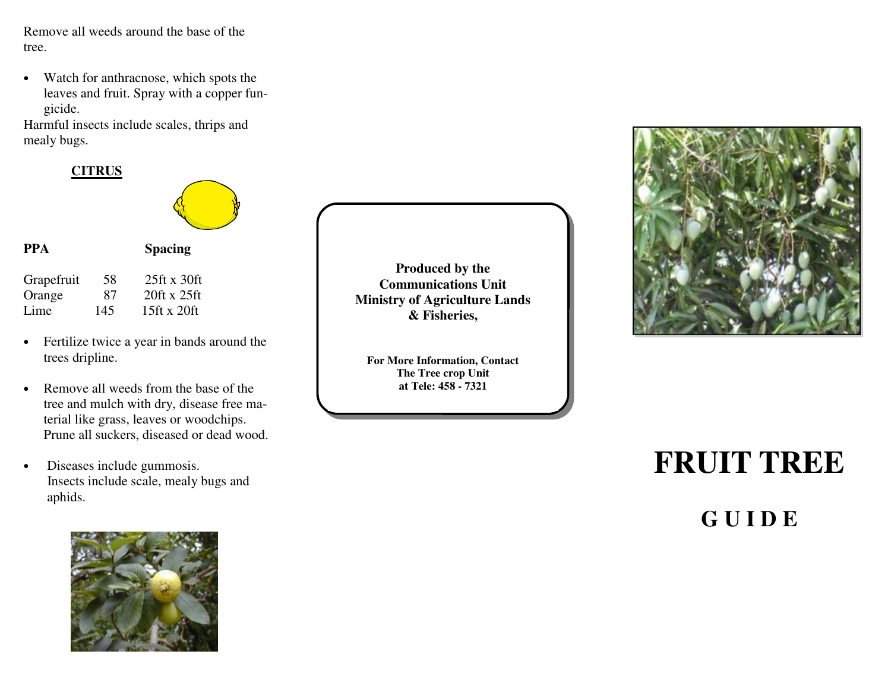Remove all weeds around the base of the tree.

- Watch for anthracnose, which spots the leaves and fruit. Spray with a copper fungicide.

Harmful insects include scales, thrips and mealy bugs.

## CITRUS

| PPA | | Spacing |
|---|---|---|
| Grapefruit | 58 | 25ft x 30ft |
| Orange | 87 | 20ft x 25ft |
| Lime | 145 | 15ft x 20ft |

- Fertilize twice a year in bands around the trees dripline.
- Remove all weeds from the base of the tree and mulch with dry, disease free material like grass, leaves or woodchips. Prune all suckers, diseased or dead wood.
- Diseases include gummosis. Insects include scale, mealy bugs and aphids.

**Produced by the Communications Unit Ministry of Agriculture Lands & Fisheries,**

**For More Information, Contact The Tree crop Unit at Tele: 458 - 7321**

# FRUIT TREE

## GUIDE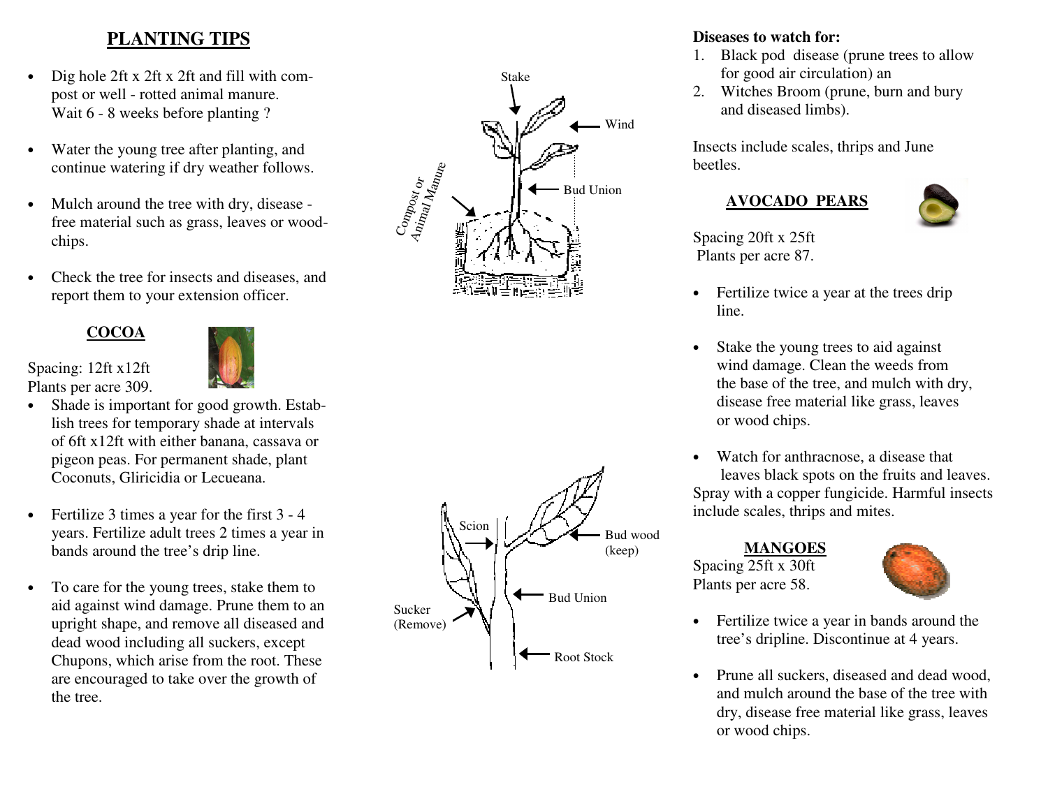## PLANTING TIPS

- Dig hole 2ft x 2ft x 2ft and fill with compost or well - rotted animal manure. Wait 6 - 8 weeks before planting ?
- Water the young tree after planting, and continue watering if dry weather follows.
- Mulch around the tree with dry, disease - free material such as grass, leaves or wood-chips.
- Check the tree for insects and diseases, and report them to your extension officer.

### COCOA

Spacing: 12ft x12ft
Plants per acre 309.

- Shade is important for good growth. Establish trees for temporary shade at intervals of 6ft x12ft with either banana, cassava or pigeon peas. For permanent shade, plant Coconuts, Gliricidia or Lecueana.
- Fertilize 3 times a year for the first 3 - 4 years. Fertilize adult trees 2 times a year in bands around the tree's drip line.
- To care for the young trees, stake them to aid against wind damage. Prune them to an upright shape, and remove all diseased and dead wood including all suckers, except Chupons, which arise from the root. These are encouraged to take over the growth of the tree.

Stake
Wind
Bud Union
Compost or Animal Manure

Scion
Bud wood (keep)
Bud Union
Sucker (Remove)
Root Stock

**Diseases to watch for:**

1. Black pod disease (prune trees to allow for good air circulation) an
2. Witches Broom (prune, burn and bury and diseased limbs).

Insects include scales, thrips and June beetles.

### AVOCADO PEARS

Spacing 20ft x 25ft
Plants per acre 87.

- Fertilize twice a year at the trees drip line.
- Stake the young trees to aid against wind damage. Clean the weeds from the base of the tree, and mulch with dry, disease free material like grass, leaves or wood chips.
- Watch for anthracnose, a disease that leaves black spots on the fruits and leaves.

Spray with a copper fungicide. Harmful insects include scales, thrips and mites.

### MANGOES

Spacing 25ft x 30ft
Plants per acre 58.

- Fertilize twice a year in bands around the tree's dripline. Discontinue at 4 years.
- Prune all suckers, diseased and dead wood, and mulch around the base of the tree with dry, disease free material like grass, leaves or wood chips.